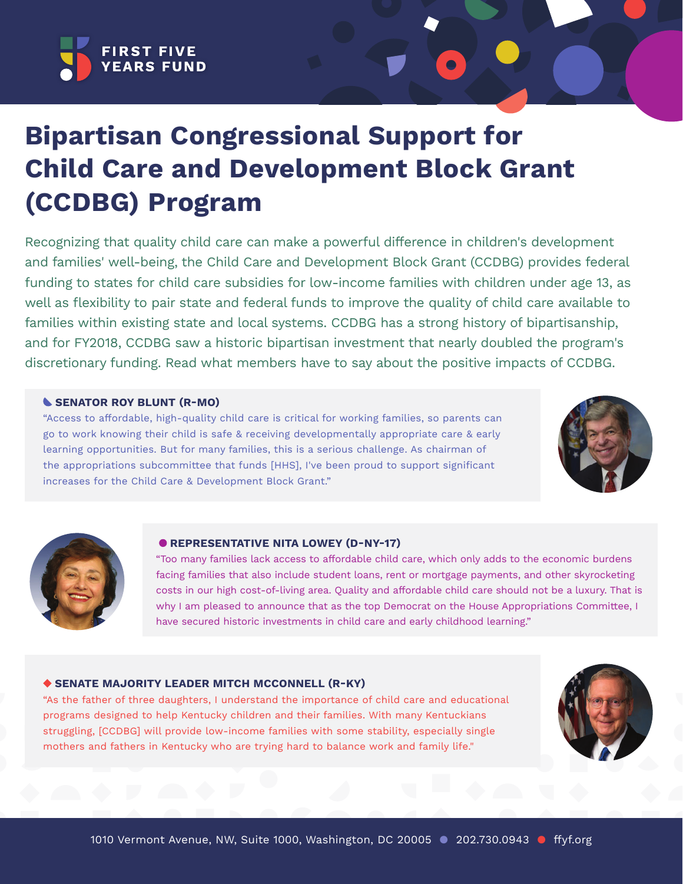FIRST FIVE YEARS FUND

# Bipartisan Congressional Support for Child Care and Development Block Grant (CCDBG) Program

Recognizing that quality child care can make a powerful difference in children's development and families' well-being, the Child Care and Development Block Grant (CCDBG) provides federal funding to states for child care subsidies for low-income families with children under age 13, as well as flexibility to pair state and federal funds to improve the quality of child care available to families within existing state and local systems. CCDBG has a strong history of bipartisanship, and for FY2018, CCDBG saw a historic bipartisan investment that nearly doubled the program's discretionary funding. Read what members have to say about the positive impacts of CCDBG.

**SENATOR ROY BLUNT (R-MO)**

"Access to affordable, high-quality child care is critical for working families, so parents can go to work knowing their child is safe & receiving developmentally appropriate care & early learning opportunities. But for many families, this is a serious challenge. As chairman of the appropriations subcommittee that funds [HHS], I've been proud to support significant increases for the Child Care & Development Block Grant."

**REPRESENTATIVE NITA LOWEY (D-NY-17)**

"Too many families lack access to affordable child care, which only adds to the economic burdens facing families that also include student loans, rent or mortgage payments, and other skyrocketing costs in our high cost-of-living area. Quality and affordable child care should not be a luxury. That is why I am pleased to announce that as the top Democrat on the House Appropriations Committee, I have secured historic investments in child care and early childhood learning."

**SENATE MAJORITY LEADER MITCH MCCONNELL (R-KY)**

"As the father of three daughters, I understand the importance of child care and educational programs designed to help Kentucky children and their families. With many Kentuckians struggling, [CCDBG] will provide low-income families with some stability, especially single mothers and fathers in Kentucky who are trying hard to balance work and family life."

1010 Vermont Avenue, NW, Suite 1000, Washington, DC 20005 • 202.730.0943 • ffyf.org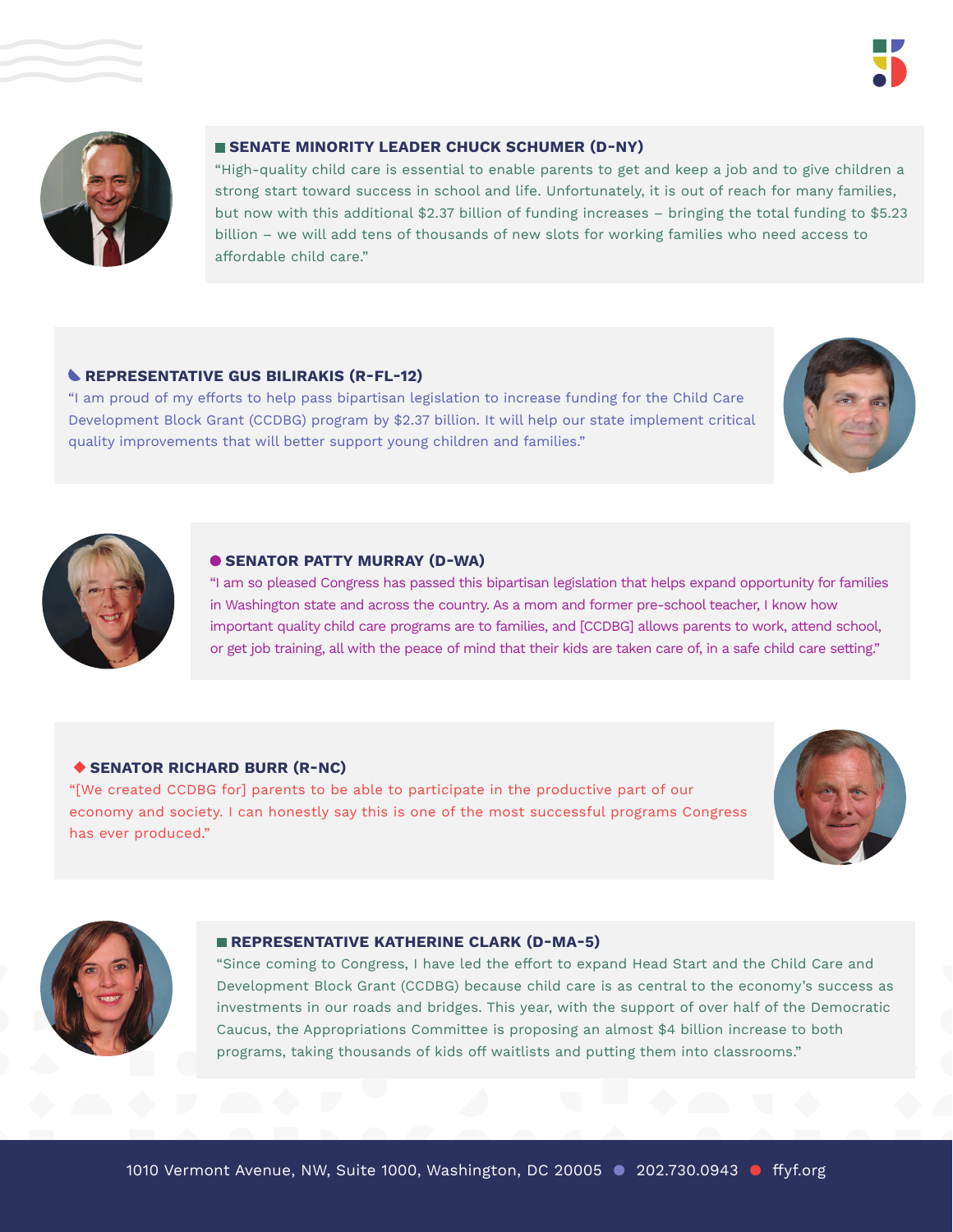### SENATE MINORITY LEADER CHUCK SCHUMER (D-NY)

"High-quality child care is essential to enable parents to get and keep a job and to give children a strong start toward success in school and life. Unfortunately, it is out of reach for many families, but now with this additional $2.37 billion of funding increases – bringing the total funding to $5.23 billion – we will add tens of thousands of new slots for working families who need access to affordable child care."

### REPRESENTATIVE GUS BILIRAKIS (R-FL-12)

"I am proud of my efforts to help pass bipartisan legislation to increase funding for the Child Care Development Block Grant (CCDBG) program by $2.37 billion. It will help our state implement critical quality improvements that will better support young children and families."

### SENATOR PATTY MURRAY (D-WA)

"I am so pleased Congress has passed this bipartisan legislation that helps expand opportunity for families in Washington state and across the country. As a mom and former pre-school teacher, I know how important quality child care programs are to families, and [CCDBG] allows parents to work, attend school, or get job training, all with the peace of mind that their kids are taken care of, in a safe child care setting."

### SENATOR RICHARD BURR (R-NC)

"[We created CCDBG for] parents to be able to participate in the productive part of our economy and society. I can honestly say this is one of the most successful programs Congress has ever produced."

### REPRESENTATIVE KATHERINE CLARK (D-MA-5)

"Since coming to Congress, I have led the effort to expand Head Start and the Child Care and Development Block Grant (CCDBG) because child care is as central to the economy's success as investments in our roads and bridges. This year, with the support of over half of the Democratic Caucus, the Appropriations Committee is proposing an almost $4 billion increase to both programs, taking thousands of kids off waitlists and putting them into classrooms."

1010 Vermont Avenue, NW, Suite 1000, Washington, DC 20005 • 202.730.0943 • ffyf.org